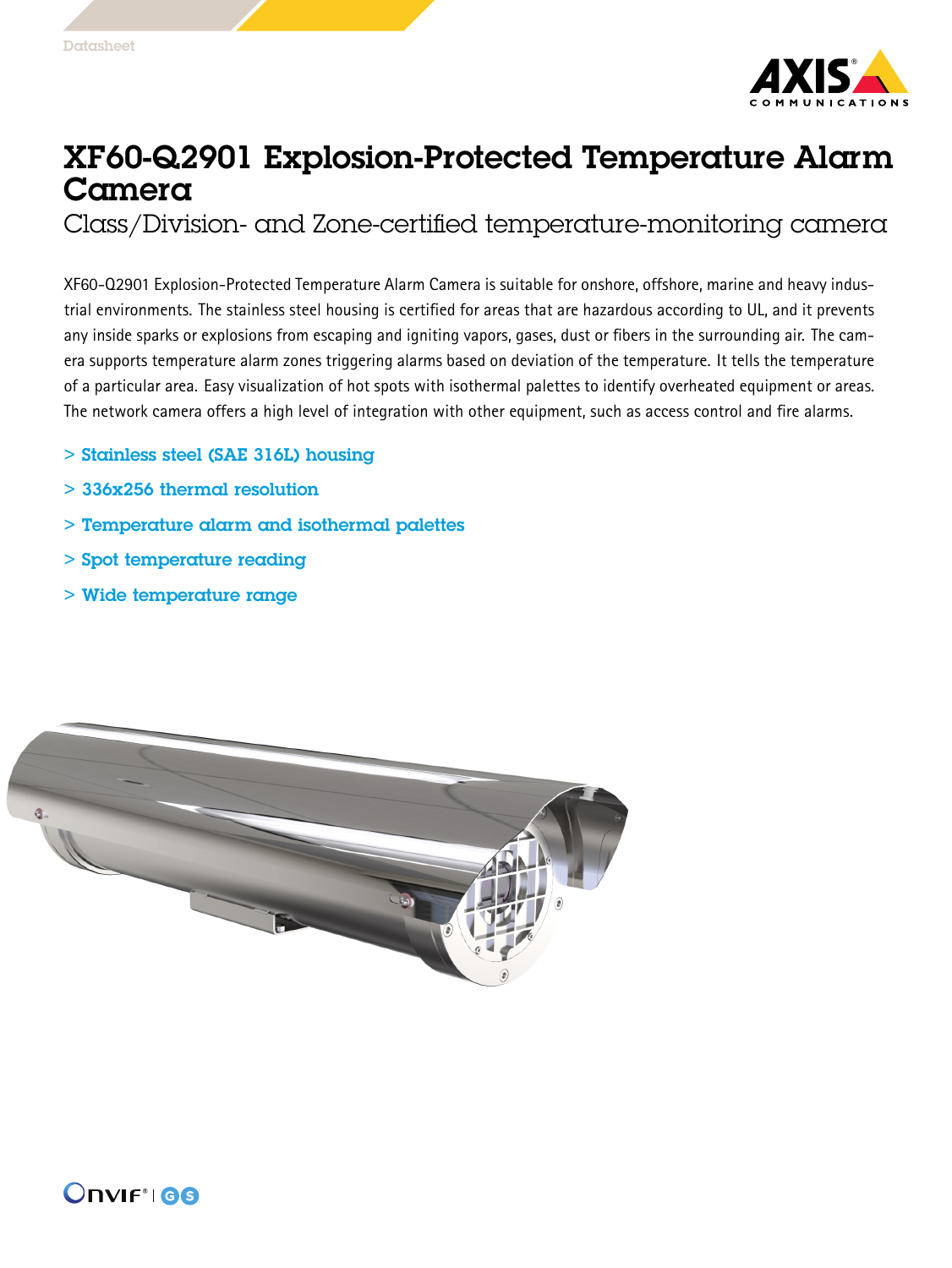Datasheet

# XF60-Q2901 Explosion-Protected Temperature Alarm Camera

## Class/Division- and Zone-certified temperature-monitoring camera

XF60-Q2901 Explosion-Protected Temperature Alarm Camera is suitable for onshore, offshore, marine and heavy industrial environments. The stainless steel housing is certified for areas that are hazardous according to UL, and it prevents any inside sparks or explosions from escaping and igniting vapors, gases, dust or fibers in the surrounding air. The camera supports temperature alarm zones triggering alarms based on deviation of the temperature. It tells the temperature of a particular area. Easy visualization of hot spots with isothermal palettes to identify overheated equipment or areas. The network camera offers a high level of integration with other equipment, such as access control and fire alarms.

- **Stainless steel (SAE 316L) housing**
- **336x256 thermal resolution**
- **Temperature alarm and isothermal palettes**
- **Spot temperature reading**
- **Wide temperature range**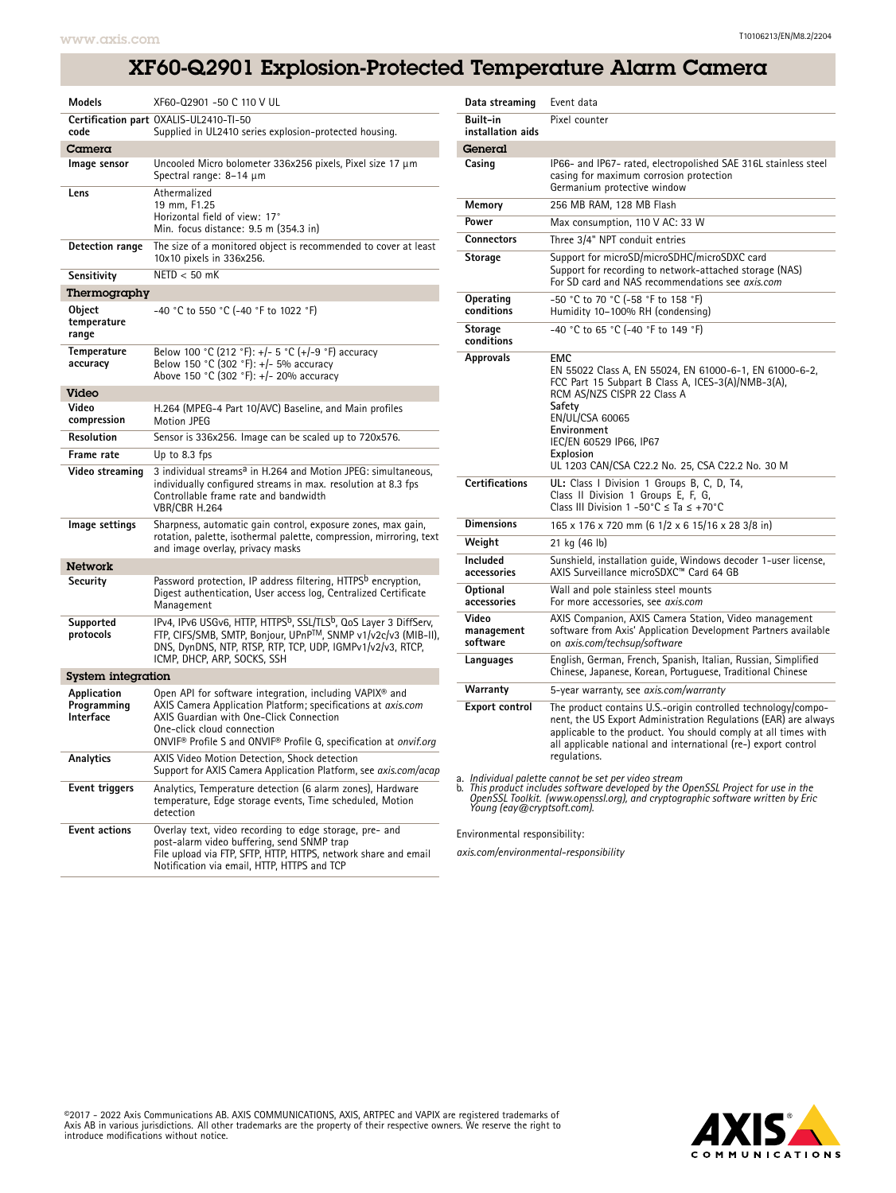# XF60-Q2901 Explosion-Protected Temperature Alarm Camera

| | |
|---|---|
| **Models** | XF60-Q2901 -50 C 110 V UL |
| **Certification part code** | OXALIS-UL2410-TI-50<br>Supplied in UL2410 series explosion-protected housing. |
| **Camera** | |
| **Image sensor** | Uncooled Micro bolometer 336x256 pixels, Pixel size 17 µm<br>Spectral range: 8–14 µm |
| **Lens** | Athermalized<br>19 mm, F1.25<br>Horizontal field of view: 17°<br>Min. focus distance: 9.5 m (354.3 in) |
| **Detection range** | The size of a monitored object is recommended to cover at least 10x10 pixels in 336x256. |
| **Sensitivity** | NETD < 50 mK |
| **Thermography** | |
| **Object temperature range** | -40 °C to 550 °C (-40 °F to 1022 °F) |
| **Temperature accuracy** | Below 100 °C (212 °F): +/- 5 °C (+/-9 °F) accuracy<br>Below 150 °C (302 °F): +/- 5% accuracy<br>Above 150 °C (302 °F): +/- 20% accuracy |
| **Video** | |
| **Video compression** | H.264 (MPEG-4 Part 10/AVC) Baseline, and Main profiles<br>Motion JPEG |
| **Resolution** | Sensor is 336x256. Image can be scaled up to 720x576. |
| **Frame rate** | Up to 8.3 fps |
| **Video streaming** | 3 individual streams[a] in H.264 and Motion JPEG: simultaneous, individually configured streams in max. resolution at 8.3 fps<br>Controllable frame rate and bandwidth<br>VBR/CBR H.264 |
| **Image settings** | Sharpness, automatic gain control, exposure zones, max gain, rotation, palette, isothermal palette, compression, mirroring, text and image overlay, privacy masks |
| **Network** | |
| **Security** | Password protection, IP address filtering, HTTPS[b] encryption, Digest authentication, User access log, Centralized Certificate Management |
| **Supported protocols** | IPv4, IPv6 USGv6, HTTP, HTTPS[b], SSL/TLS[b], QoS Layer 3 DiffServ, FTP, CIFS/SMB, SMTP, Bonjour, UPnP™, SNMP v1/v2c/v3 (MIB-II), DNS, DynDNS, NTP, RTSP, RTP, TCP, UDP, IGMPv1/v2/v3, RTCP, ICMP, DHCP, ARP, SOCKS, SSH |
| **System integration** | |
| **Application Programming Interface** | Open API for software integration, including VAPIX® and AXIS Camera Application Platform; specifications at *axis.com*<br>AXIS Guardian with One-Click Connection<br>One-click cloud connection<br>ONVIF® Profile S and ONVIF® Profile G, specification at *onvif.org* |
| **Analytics** | AXIS Video Motion Detection, Shock detection<br>Support for AXIS Camera Application Platform, see *axis.com/acap* |
| **Event triggers** | Analytics, Temperature detection (6 alarm zones), Hardware temperature, Edge storage events, Time scheduled, Motion detection |
| **Event actions** | Overlay text, video recording to edge storage, pre- and post-alarm video buffering, send SNMP trap<br>File upload via FTP, SFTP, HTTP, HTTPS, network share and email<br>Notification via email, HTTP, HTTPS and TCP |
| **Data streaming** | Event data |
| **Built-in installation aids** | Pixel counter |
| **General** | |
| **Casing** | IP66- and IP67- rated, electropolished SAE 316L stainless steel casing for maximum corrosion protection<br>Germanium protective window |
| **Memory** | 256 MB RAM, 128 MB Flash |
| **Power** | Max consumption, 110 V AC: 33 W |
| **Connectors** | Three 3/4" NPT conduit entries |
| **Storage** | Support for microSD/microSDHC/microSDXC card<br>Support for recording to network-attached storage (NAS)<br>For SD card and NAS recommendations see *axis.com* |
| **Operating conditions** | -50 °C to 70 °C (-58 °F to 158 °F)<br>Humidity 10–100% RH (condensing) |
| **Storage conditions** | -40 °C to 65 °C (-40 °F to 149 °F) |
| **Approvals** | **EMC**<br>EN 55022 Class A, EN 55024, EN 61000-6-1, EN 61000-6-2, FCC Part 15 Subpart B Class A, ICES-3(A)/NMB-3(A), RCM AS/NZS CISPR 22 Class A<br>**Safety**<br>EN/UL/CSA 60065<br>**Environment**<br>IEC/EN 60529 IP66, IP67<br>**Explosion**<br>UL 1203 CAN/CSA C22.2 No. 25, CSA C22.2 No. 30 M |
| **Certifications** | **UL:** Class I Division 1 Groups B, C, D, T4,<br>Class II Division 1 Groups E, F, G,<br>Class III Division 1 -50°C ≤ Ta ≤ +70°C |
| **Dimensions** | 165 x 176 x 720 mm (6 1/2 x 6 15/16 x 28 3/8 in) |
| **Weight** | 21 kg (46 lb) |
| **Included accessories** | Sunshield, installation guide, Windows decoder 1-user license, AXIS Surveillance microSDXC™ Card 64 GB |
| **Optional accessories** | Wall and pole stainless steel mounts<br>For more accessories, see *axis.com* |
| **Video management software** | AXIS Companion, AXIS Camera Station, Video management software from Axis' Application Development Partners available on *axis.com/techsup/software* |
| **Languages** | English, German, French, Spanish, Italian, Russian, Simplified Chinese, Japanese, Korean, Portuguese, Traditional Chinese |
| **Warranty** | 5-year warranty, see *axis.com/warranty* |
| **Export control** | The product contains U.S.-origin controlled technology/component, the US Export Administration Regulations (EAR) are always applicable to the product. You should comply at all times with all applicable national and international (re-) export control regulations. |

a. *Individual palette cannot be set per video stream*
b. *This product includes software developed by the OpenSSL Project for use in the OpenSSL Toolkit. (www.openssl.org), and cryptographic software written by Eric Young (eay@cryptsoft.com).*

Environmental responsibility:

*axis.com/environmental-responsibility*

©2017 - 2022 Axis Communications AB. AXIS COMMUNICATIONS, AXIS, ARTPEC and VAPIX are registered trademarks of Axis AB in various jurisdictions. All other trademarks are the property of their respective owners. We reserve the right to introduce modifications without notice.